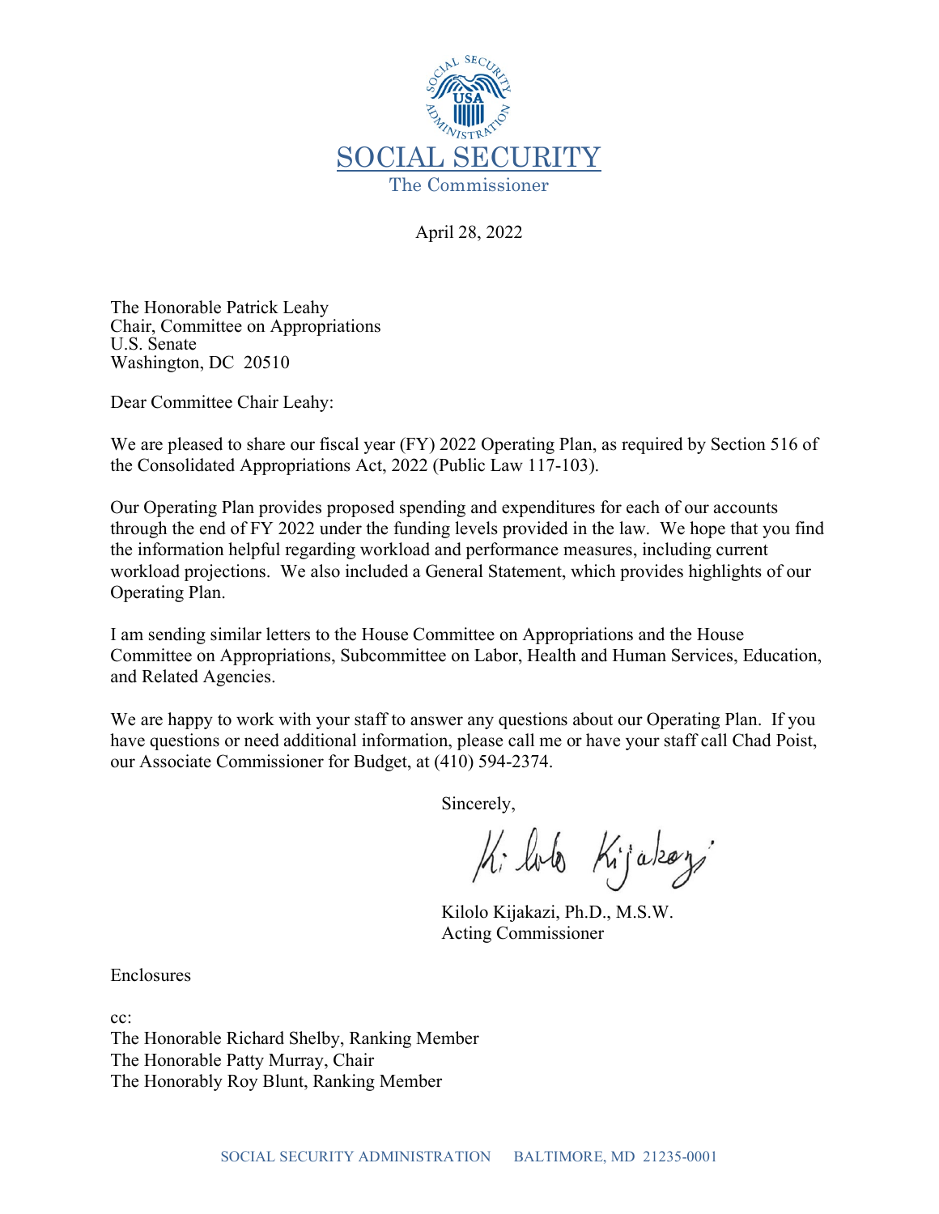SOCIAL SECURITY

The Commissioner

April 28, 2022

The Honorable Patrick Leahy
Chair, Committee on Appropriations
U.S. Senate
Washington, DC 20510

Dear Committee Chair Leahy:

We are pleased to share our fiscal year (FY) 2022 Operating Plan, as required by Section 516 of the Consolidated Appropriations Act, 2022 (Public Law 117-103).

Our Operating Plan provides proposed spending and expenditures for each of our accounts through the end of FY 2022 under the funding levels provided in the law. We hope that you find the information helpful regarding workload and performance measures, including current workload projections. We also included a General Statement, which provides highlights of our Operating Plan.

I am sending similar letters to the House Committee on Appropriations and the House Committee on Appropriations, Subcommittee on Labor, Health and Human Services, Education, and Related Agencies.

We are happy to work with your staff to answer any questions about our Operating Plan. If you have questions or need additional information, please call me or have your staff call Chad Poist, our Associate Commissioner for Budget, at (410) 594-2374.

Sincerely,

Kilolo Kijakazi, Ph.D., M.S.W.
Acting Commissioner

Enclosures

cc:
The Honorable Richard Shelby, Ranking Member
The Honorable Patty Murray, Chair
The Honorably Roy Blunt, Ranking Member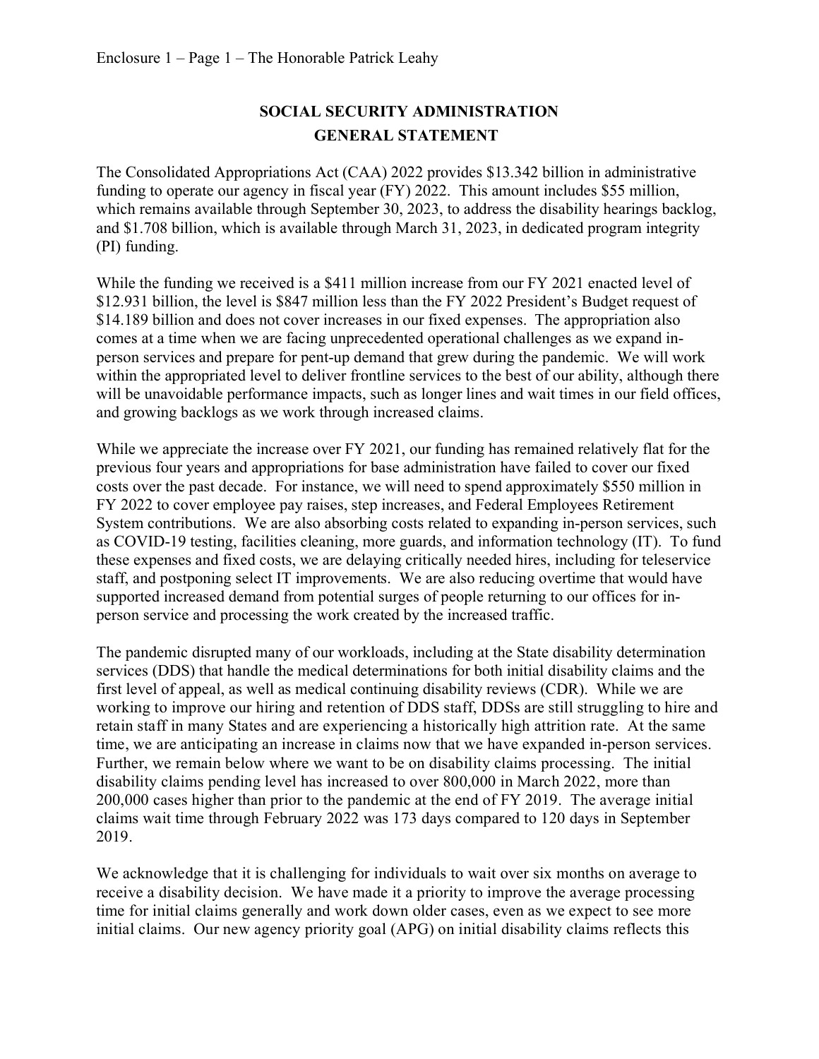# SOCIAL SECURITY ADMINISTRATION
## GENERAL STATEMENT

The Consolidated Appropriations Act (CAA) 2022 provides $13.342 billion in administrative funding to operate our agency in fiscal year (FY) 2022. This amount includes $55 million, which remains available through September 30, 2023, to address the disability hearings backlog, and $1.708 billion, which is available through March 31, 2023, in dedicated program integrity (PI) funding.

While the funding we received is a $411 million increase from our FY 2021 enacted level of $12.931 billion, the level is $847 million less than the FY 2022 President's Budget request of $14.189 billion and does not cover increases in our fixed expenses. The appropriation also comes at a time when we are facing unprecedented operational challenges as we expand in-person services and prepare for pent-up demand that grew during the pandemic. We will work within the appropriated level to deliver frontline services to the best of our ability, although there will be unavoidable performance impacts, such as longer lines and wait times in our field offices, and growing backlogs as we work through increased claims.

While we appreciate the increase over FY 2021, our funding has remained relatively flat for the previous four years and appropriations for base administration have failed to cover our fixed costs over the past decade. For instance, we will need to spend approximately $550 million in FY 2022 to cover employee pay raises, step increases, and Federal Employees Retirement System contributions. We are also absorbing costs related to expanding in-person services, such as COVID-19 testing, facilities cleaning, more guards, and information technology (IT). To fund these expenses and fixed costs, we are delaying critically needed hires, including for teleservice staff, and postponing select IT improvements. We are also reducing overtime that would have supported increased demand from potential surges of people returning to our offices for in-person service and processing the work created by the increased traffic.

The pandemic disrupted many of our workloads, including at the State disability determination services (DDS) that handle the medical determinations for both initial disability claims and the first level of appeal, as well as medical continuing disability reviews (CDR). While we are working to improve our hiring and retention of DDS staff, DDSs are still struggling to hire and retain staff in many States and are experiencing a historically high attrition rate. At the same time, we are anticipating an increase in claims now that we have expanded in-person services. Further, we remain below where we want to be on disability claims processing. The initial disability claims pending level has increased to over 800,000 in March 2022, more than 200,000 cases higher than prior to the pandemic at the end of FY 2019. The average initial claims wait time through February 2022 was 173 days compared to 120 days in September 2019.

We acknowledge that it is challenging for individuals to wait over six months on average to receive a disability decision. We have made it a priority to improve the average processing time for initial claims generally and work down older cases, even as we expect to see more initial claims. Our new agency priority goal (APG) on initial disability claims reflects this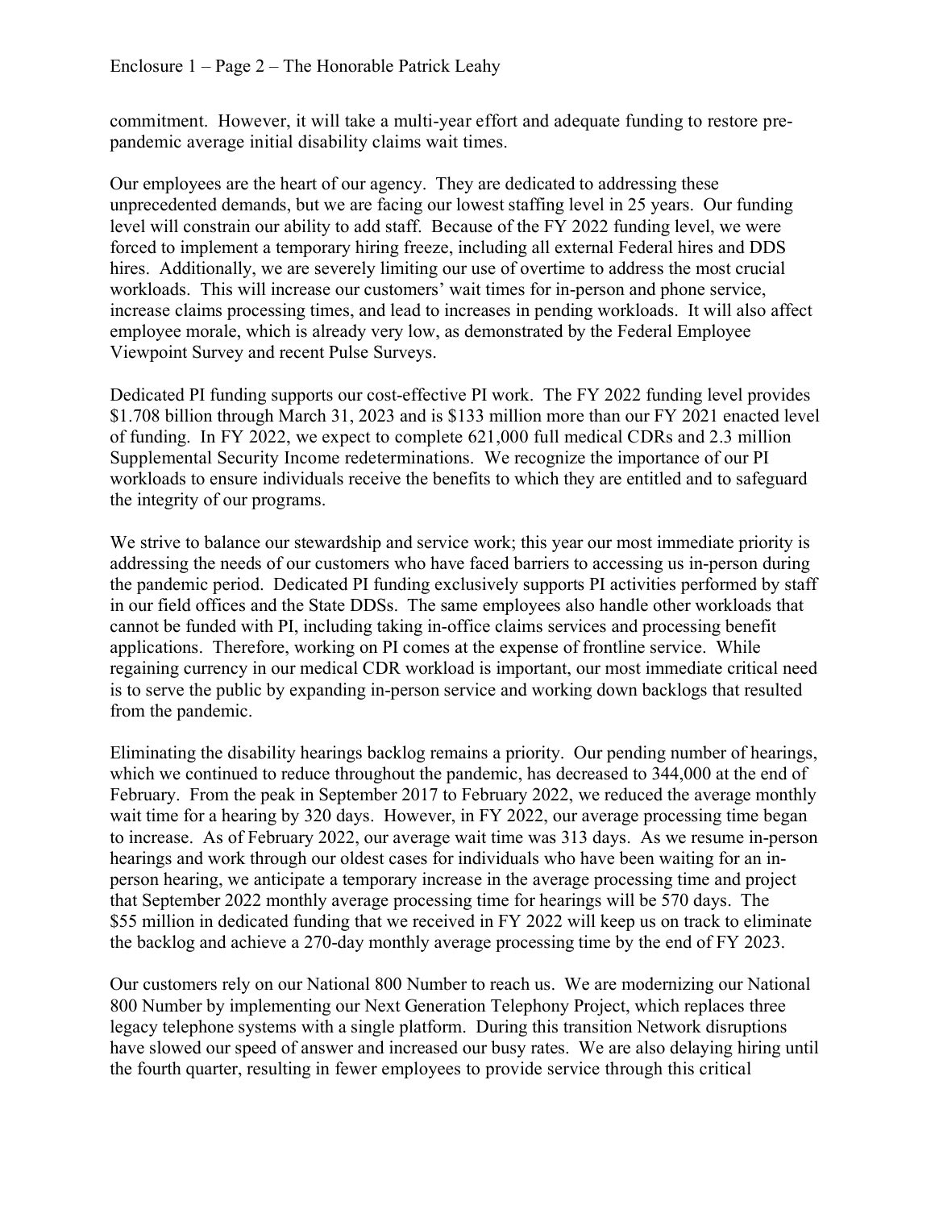commitment. However, it will take a multi-year effort and adequate funding to restore pre-pandemic average initial disability claims wait times.

Our employees are the heart of our agency. They are dedicated to addressing these unprecedented demands, but we are facing our lowest staffing level in 25 years. Our funding level will constrain our ability to add staff. Because of the FY 2022 funding level, we were forced to implement a temporary hiring freeze, including all external Federal hires and DDS hires. Additionally, we are severely limiting our use of overtime to address the most crucial workloads. This will increase our customers' wait times for in-person and phone service, increase claims processing times, and lead to increases in pending workloads. It will also affect employee morale, which is already very low, as demonstrated by the Federal Employee Viewpoint Survey and recent Pulse Surveys.

Dedicated PI funding supports our cost-effective PI work. The FY 2022 funding level provides $1.708 billion through March 31, 2023 and is $133 million more than our FY 2021 enacted level of funding. In FY 2022, we expect to complete 621,000 full medical CDRs and 2.3 million Supplemental Security Income redeterminations. We recognize the importance of our PI workloads to ensure individuals receive the benefits to which they are entitled and to safeguard the integrity of our programs.

We strive to balance our stewardship and service work; this year our most immediate priority is addressing the needs of our customers who have faced barriers to accessing us in-person during the pandemic period. Dedicated PI funding exclusively supports PI activities performed by staff in our field offices and the State DDSs. The same employees also handle other workloads that cannot be funded with PI, including taking in-office claims services and processing benefit applications. Therefore, working on PI comes at the expense of frontline service. While regaining currency in our medical CDR workload is important, our most immediate critical need is to serve the public by expanding in-person service and working down backlogs that resulted from the pandemic.

Eliminating the disability hearings backlog remains a priority. Our pending number of hearings, which we continued to reduce throughout the pandemic, has decreased to 344,000 at the end of February. From the peak in September 2017 to February 2022, we reduced the average monthly wait time for a hearing by 320 days. However, in FY 2022, our average processing time began to increase. As of February 2022, our average wait time was 313 days. As we resume in-person hearings and work through our oldest cases for individuals who have been waiting for an in-person hearing, we anticipate a temporary increase in the average processing time and project that September 2022 monthly average processing time for hearings will be 570 days. The $55 million in dedicated funding that we received in FY 2022 will keep us on track to eliminate the backlog and achieve a 270-day monthly average processing time by the end of FY 2023.

Our customers rely on our National 800 Number to reach us. We are modernizing our National 800 Number by implementing our Next Generation Telephony Project, which replaces three legacy telephone systems with a single platform. During this transition Network disruptions have slowed our speed of answer and increased our busy rates. We are also delaying hiring until the fourth quarter, resulting in fewer employees to provide service through this critical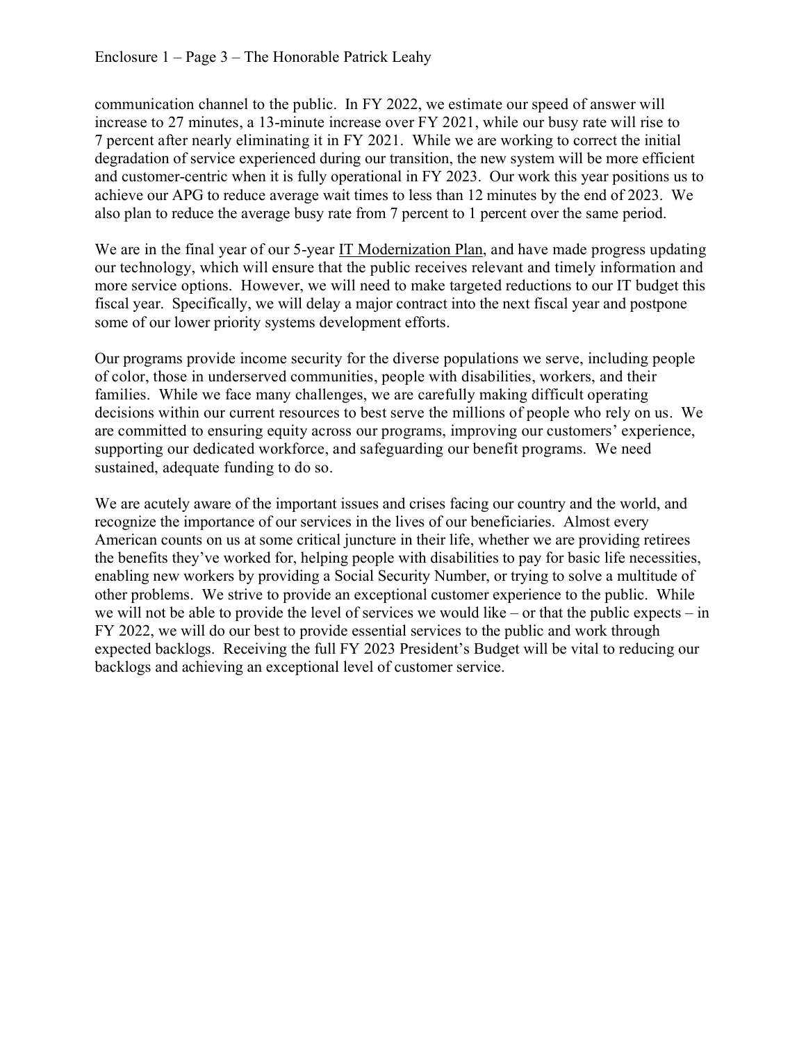communication channel to the public. In FY 2022, we estimate our speed of answer will increase to 27 minutes, a 13-minute increase over FY 2021, while our busy rate will rise to 7 percent after nearly eliminating it in FY 2021. While we are working to correct the initial degradation of service experienced during our transition, the new system will be more efficient and customer-centric when it is fully operational in FY 2023. Our work this year positions us to achieve our APG to reduce average wait times to less than 12 minutes by the end of 2023. We also plan to reduce the average busy rate from 7 percent to 1 percent over the same period.

We are in the final year of our 5-year IT Modernization Plan, and have made progress updating our technology, which will ensure that the public receives relevant and timely information and more service options. However, we will need to make targeted reductions to our IT budget this fiscal year. Specifically, we will delay a major contract into the next fiscal year and postpone some of our lower priority systems development efforts.

Our programs provide income security for the diverse populations we serve, including people of color, those in underserved communities, people with disabilities, workers, and their families. While we face many challenges, we are carefully making difficult operating decisions within our current resources to best serve the millions of people who rely on us. We are committed to ensuring equity across our programs, improving our customers' experience, supporting our dedicated workforce, and safeguarding our benefit programs. We need sustained, adequate funding to do so.

We are acutely aware of the important issues and crises facing our country and the world, and recognize the importance of our services in the lives of our beneficiaries. Almost every American counts on us at some critical juncture in their life, whether we are providing retirees the benefits they've worked for, helping people with disabilities to pay for basic life necessities, enabling new workers by providing a Social Security Number, or trying to solve a multitude of other problems. We strive to provide an exceptional customer experience to the public. While we will not be able to provide the level of services we would like – or that the public expects – in FY 2022, we will do our best to provide essential services to the public and work through expected backlogs. Receiving the full FY 2023 President's Budget will be vital to reducing our backlogs and achieving an exceptional level of customer service.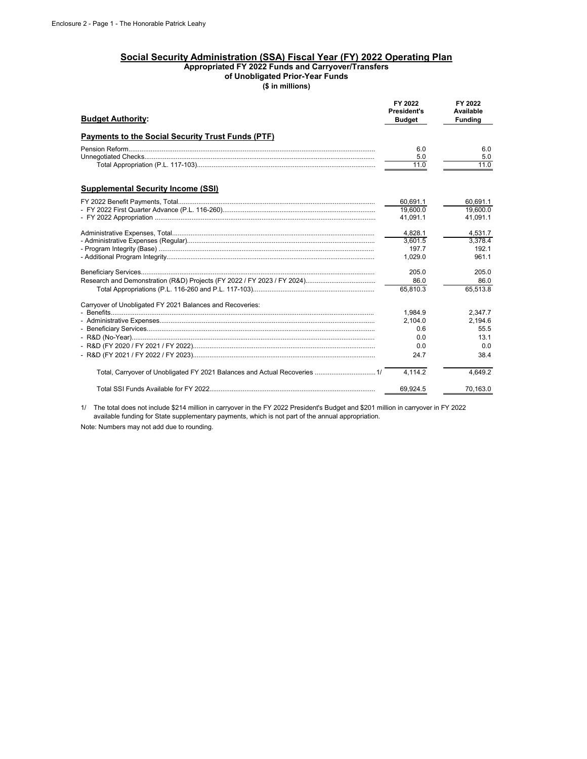## Social Security Administration (SSA) Fiscal Year (FY) 2022 Operating Plan

**Appropriated FY 2022 Funds and Carryover/Transfers of Unobligated Prior-Year Funds**

**($ in millions)**

| **Budget Authority:** | FY 2022 President's Budget | FY 2022 Available Funding |
|---|---|---|
| **Payments to the Social Security Trust Funds (PTF)** | | |
| Pension Reform | 6.0 | 6.0 |
| Unnegotiated Checks | 5.0 | 5.0 |
| Total Appropriation (P.L. 117-103) | 11.0 | 11.0 |
| **Supplemental Security Income (SSI)** | | |
| FY 2022 Benefit Payments, Total | 60,691.1 | 60,691.1 |
| - FY 2022 First Quarter Advance (P.L. 116-260) | 19,600.0 | 19,600.0 |
| - FY 2022 Appropriation | 41,091.1 | 41,091.1 |
| Administrative Expenses, Total | 4,828.1 | 4,531.7 |
| - Administrative Expenses (Regular) | 3,601.5 | 3,378.4 |
| - Program Integrity (Base) | 197.7 | 192.1 |
| - Additional Program Integrity | 1,029.0 | 961.1 |
| Beneficiary Services | 205.0 | 205.0 |
| Research and Demonstration (R&D) Projects (FY 2022 / FY 2023 / FY 2024) | 86.0 | 86.0 |
| Total Appropriations (P.L. 116-260 and P.L. 117-103) | 65,810.3 | 65,513.8 |
| Carryover of Unobligated FY 2021 Balances and Recoveries: | | |
| - Benefits | 1,984.9 | 2,347.7 |
| - Administrative Expenses | 2,104.0 | 2,194.6 |
| - Beneficiary Services | 0.6 | 55.5 |
| - R&D (No-Year) | 0.0 | 13.1 |
| - R&D (FY 2020 / FY 2021 / FY 2022) | 0.0 | 0.0 |
| - R&D (FY 2021 / FY 2022 / FY 2023) | 24.7 | 38.4 |
| Total, Carryover of Unobligated FY 2021 Balances and Actual Recoveries 1/ | 4,114.2 | 4,649.2 |
| Total SSI Funds Available for FY 2022 | 69,924.5 | 70,163.0 |

1/ The total does not include $214 million in carryover in the FY 2022 President's Budget and $201 million in carryover in FY 2022 available funding for State supplementary payments, which is not part of the annual appropriation.

Note: Numbers may not add due to rounding.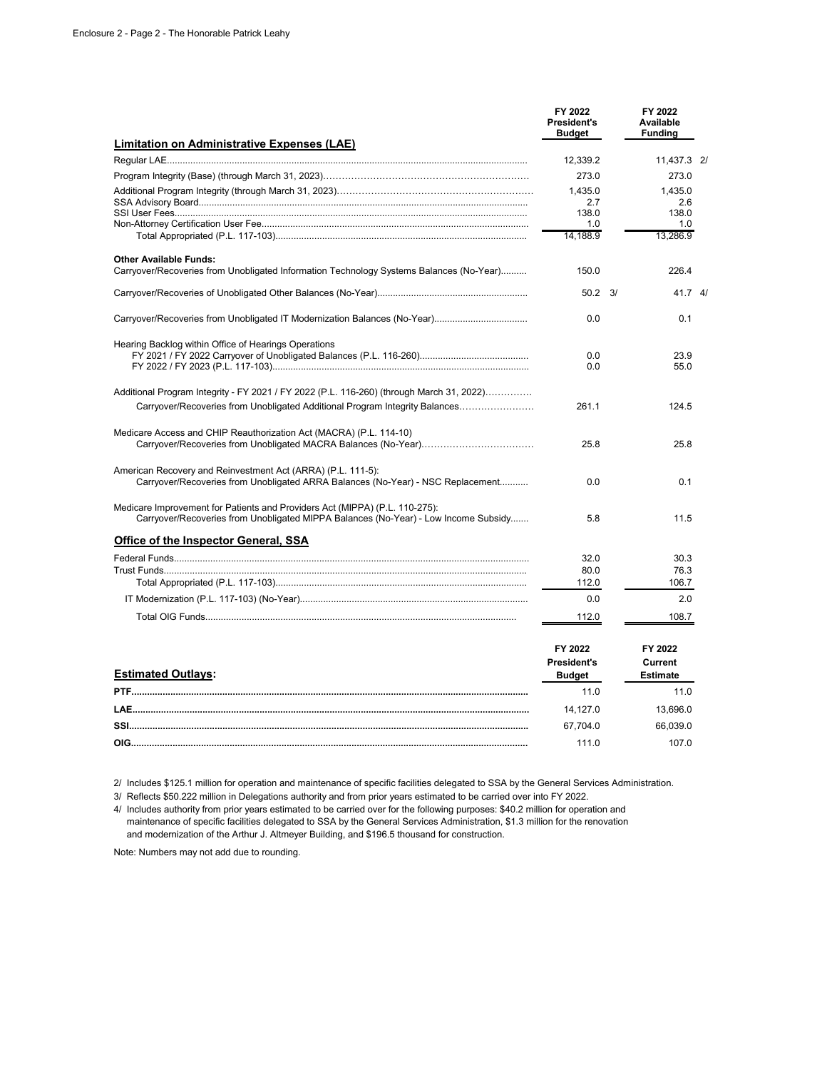| Limitation on Administrative Expenses (LAE) | FY 2022 President's Budget | FY 2022 Available Funding |
|---|---|---|
| Regular LAE | 12,339.2 | 11,437.3 2/ |
| Program Integrity (Base) (through March 31, 2023) | 273.0 | 273.0 |
| Additional Program Integrity (through March 31, 2023) | 1,435.0 | 1,435.0 |
| SSA Advisory Board | 2.7 | 2.6 |
| SSI User Fees | 138.0 | 138.0 |
| Non-Attorney Certification User Fee | 1.0 | 1.0 |
| Total Appropriated (P.L. 117-103) | 14,188.9 | 13,286.9 |
| **Other Available Funds:** | | |
| Carryover/Recoveries from Unobligated Information Technology Systems Balances (No-Year) | 150.0 | 226.4 |
| Carryover/Recoveries of Unobligated Other Balances (No-Year) | 50.2 3/ | 41.7 4/ |
| Carryover/Recoveries from Unobligated IT Modernization Balances (No-Year) | 0.0 | 0.1 |
| Hearing Backlog within Office of Hearings Operations | | |
| FY 2021 / FY 2022 Carryover of Unobligated Balances (P.L. 116-260) | 0.0 | 23.9 |
| FY 2022 / FY 2023 (P.L. 117-103) | 0.0 | 55.0 |
| Additional Program Integrity - FY 2021 / FY 2022 (P.L. 116-260) (through March 31, 2022) | | |
| Carryover/Recoveries from Unobligated Additional Program Integrity Balances | 261.1 | 124.5 |
| Medicare Access and CHIP Reauthorization Act (MACRA) (P.L. 114-10) | | |
| Carryover/Recoveries from Unobligated MACRA Balances (No-Year) | 25.8 | 25.8 |
| American Recovery and Reinvestment Act (ARRA) (P.L. 111-5): | | |
| Carryover/Recoveries from Unobligated ARRA Balances (No-Year) - NSC Replacement | 0.0 | 0.1 |
| Medicare Improvement for Patients and Providers Act (MIPPA) (P.L. 110-275): | | |
| Carryover/Recoveries from Unobligated MIPPA Balances (No-Year) - Low Income Subsidy | 5.8 | 11.5 |
| **Office of the Inspector General, SSA** | | |
| Federal Funds | 32.0 | 30.3 |
| Trust Funds | 80.0 | 76.3 |
| Total Appropriated (P.L. 117-103) | 112.0 | 106.7 |
| IT Modernization (P.L. 117-103) (No-Year) | 0.0 | 2.0 |
| Total OIG Funds | 112.0 | 108.7 |

| Estimated Outlays: | FY 2022 President's Budget | FY 2022 Current Estimate |
|---|---|---|
| **PTF** | 11.0 | 11.0 |
| **LAE** | 14,127.0 | 13,696.0 |
| **SSI** | 67,704.0 | 66,039.0 |
| **OIG** | 111.0 | 107.0 |

2/ Includes $125.1 million for operation and maintenance of specific facilities delegated to SSA by the General Services Administration.

3/ Reflects $50.222 million in Delegations authority and from prior years estimated to be carried over into FY 2022.

4/ Includes authority from prior years estimated to be carried over for the following purposes: $40.2 million for operation and maintenance of specific facilities delegated to SSA by the General Services Administration, $1.3 million for the renovation and modernization of the Arthur J. Altmeyer Building, and $196.5 thousand for construction.

Note: Numbers may not add due to rounding.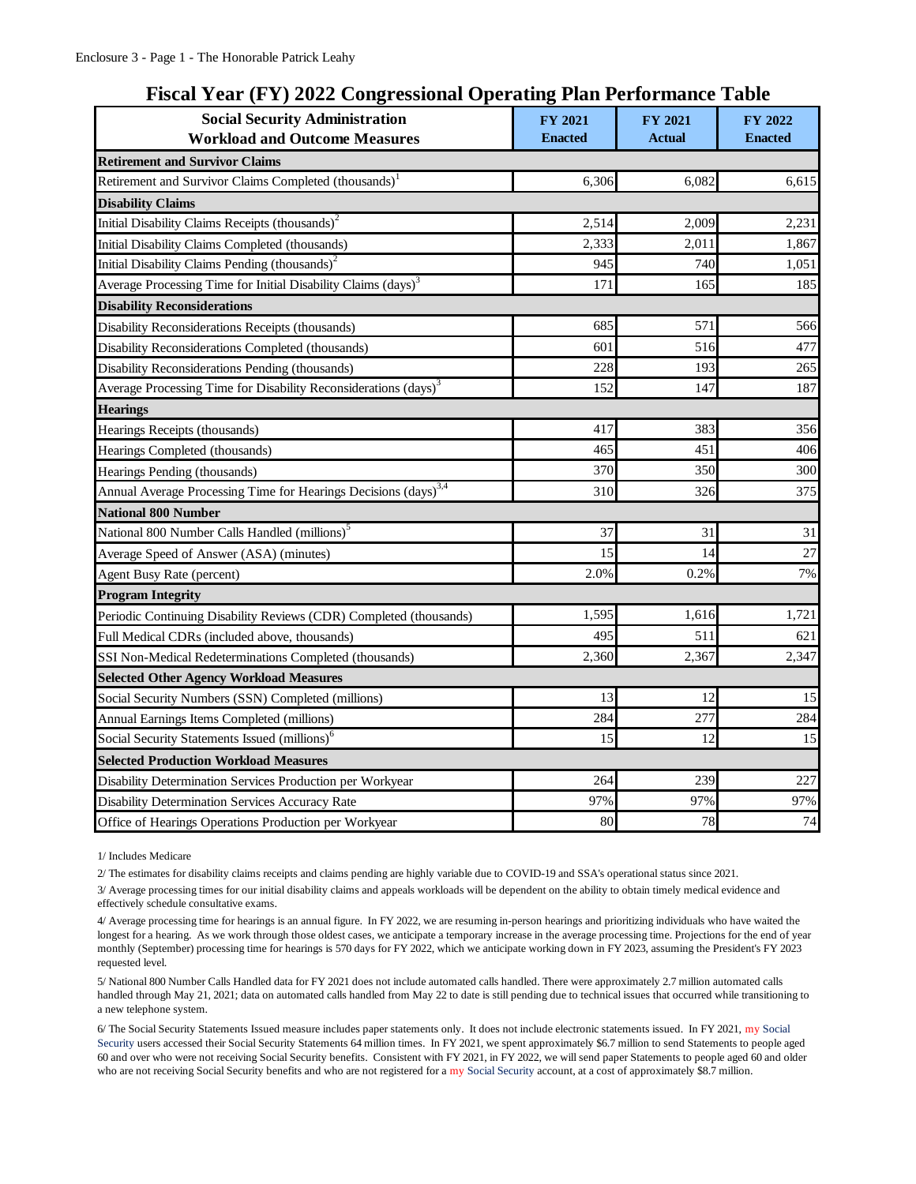Enclosure 3 - Page 1 - The Honorable Patrick Leahy

# Fiscal Year (FY) 2022 Congressional Operating Plan Performance Table

| Social Security Administration Workload and Outcome Measures | FY 2021 Enacted | FY 2021 Actual | FY 2022 Enacted |
|---|---|---|---|
| **Retirement and Survivor Claims** | | | |
| Retirement and Survivor Claims Completed (thousands)[1] | 6,306 | 6,082 | 6,615 |
| **Disability Claims** | | | |
| Initial Disability Claims Receipts (thousands)[2] | 2,514 | 2,009 | 2,231 |
| Initial Disability Claims Completed (thousands) | 2,333 | 2,011 | 1,867 |
| Initial Disability Claims Pending (thousands)[2] | 945 | 740 | 1,051 |
| Average Processing Time for Initial Disability Claims (days)[3] | 171 | 165 | 185 |
| **Disability Reconsiderations** | | | |
| Disability Reconsiderations Receipts (thousands) | 685 | 571 | 566 |
| Disability Reconsiderations Completed (thousands) | 601 | 516 | 477 |
| Disability Reconsiderations Pending (thousands) | 228 | 193 | 265 |
| Average Processing Time for Disability Reconsiderations (days)[3] | 152 | 147 | 187 |
| **Hearings** | | | |
| Hearings Receipts (thousands) | 417 | 383 | 356 |
| Hearings Completed (thousands) | 465 | 451 | 406 |
| Hearings Pending (thousands) | 370 | 350 | 300 |
| Annual Average Processing Time for Hearings Decisions (days)[3,4] | 310 | 326 | 375 |
| **National 800 Number** | | | |
| National 800 Number Calls Handled (millions)[5] | 37 | 31 | 31 |
| Average Speed of Answer (ASA) (minutes) | 15 | 14 | 27 |
| Agent Busy Rate (percent) | 2.0% | 0.2% | 7% |
| **Program Integrity** | | | |
| Periodic Continuing Disability Reviews (CDR) Completed (thousands) | 1,595 | 1,616 | 1,721 |
| Full Medical CDRs (included above, thousands) | 495 | 511 | 621 |
| SSI Non-Medical Redeterminations Completed (thousands) | 2,360 | 2,367 | 2,347 |
| **Selected Other Agency Workload Measures** | | | |
| Social Security Numbers (SSN) Completed (millions) | 13 | 12 | 15 |
| Annual Earnings Items Completed (millions) | 284 | 277 | 284 |
| Social Security Statements Issued (millions)[6] | 15 | 12 | 15 |
| **Selected Production Workload Measures** | | | |
| Disability Determination Services Production per Workyear | 264 | 239 | 227 |
| Disability Determination Services Accuracy Rate | 97% | 97% | 97% |
| Office of Hearings Operations Production per Workyear | 80 | 78 | 74 |

1/ Includes Medicare

2/ The estimates for disability claims receipts and claims pending are highly variable due to COVID-19 and SSA's operational status since 2021.

3/ Average processing times for our initial disability claims and appeals workloads will be dependent on the ability to obtain timely medical evidence and effectively schedule consultative exams.

4/ Average processing time for hearings is an annual figure. In FY 2022, we are resuming in-person hearings and prioritizing individuals who have waited the longest for a hearing. As we work through those oldest cases, we anticipate a temporary increase in the average processing time. Projections for the end of year monthly (September) processing time for hearings is 570 days for FY 2022, which we anticipate working down in FY 2023, assuming the President's FY 2023 requested level.

5/ National 800 Number Calls Handled data for FY 2021 does not include automated calls handled. There were approximately 2.7 million automated calls handled through May 21, 2021; data on automated calls handled from May 22 to date is still pending due to technical issues that occurred while transitioning to a new telephone system.

6/ The Social Security Statements Issued measure includes paper statements only. It does not include electronic statements issued. In FY 2021, my Social Security users accessed their Social Security Statements 64 million times. In FY 2021, we spent approximately $6.7 million to send Statements to people aged 60 and over who were not receiving Social Security benefits. Consistent with FY 2021, in FY 2022, we will send paper Statements to people aged 60 and older who are not receiving Social Security benefits and who are not registered for a my Social Security account, at a cost of approximately $8.7 million.